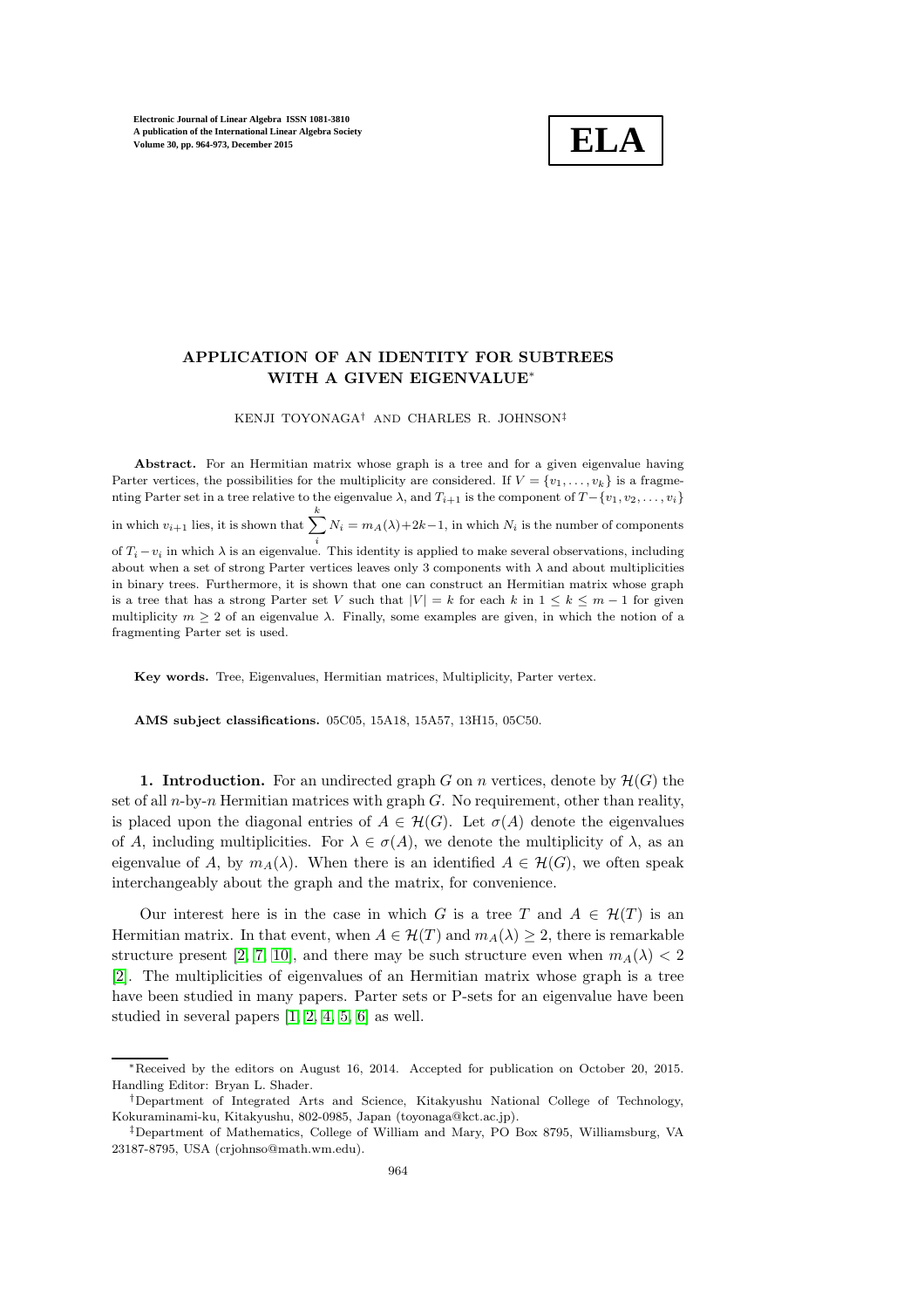# APPLICATION OF AN IDENTITY FOR SUBTREES WITH A GIVEN EIGENVALUE*

KENJI TOYONAGA† AND CHARLES R. JOHNSON‡

**Abstract.** For an Hermitian matrix whose graph is a tree and for a given eigenvalue having Parter vertices, the possibilities for the multiplicity are considered. If $V = \{v_1, \ldots, v_k\}$ is a fragmenting Parter set in a tree relative to the eigenvalue $\lambda$, and $T_{i+1}$ is the component of $T - \{v_1, v_2, \ldots, v_i\}$ in which $v_{i+1}$ lies, it is shown that $\sum_i^k N_i = m_A(\lambda) + 2k - 1$, in which $N_i$ is the number of components of $T_i - v_i$ in which $\lambda$ is an eigenvalue. This identity is applied to make several observations, including about when a set of strong Parter vertices leaves only 3 components with $\lambda$ and about multiplicities in binary trees. Furthermore, it is shown that one can construct an Hermitian matrix whose graph is a tree that has a strong Parter set $V$ such that $|V| = k$ for each $k$ in $1 \le k \le m - 1$ for given multiplicity $m \ge 2$ of an eigenvalue $\lambda$. Finally, some examples are given, in which the notion of a fragmenting Parter set is used.

**Key words.** Tree, Eigenvalues, Hermitian matrices, Multiplicity, Parter vertex.

**AMS subject classifications.** 05C05, 15A18, 15A57, 13H15, 05C50.

**1. Introduction.** For an undirected graph $G$ on $n$ vertices, denote by $\mathcal{H}(G)$ the set of all $n$-by-$n$ Hermitian matrices with graph $G$. No requirement, other than reality, is placed upon the diagonal entries of $A \in \mathcal{H}(G)$. Let $\sigma(A)$ denote the eigenvalues of $A$, including multiplicities. For $\lambda \in \sigma(A)$, we denote the multiplicity of $\lambda$, as an eigenvalue of $A$, by $m_A(\lambda)$. When there is an identified $A \in \mathcal{H}(G)$, we often speak interchangeably about the graph and the matrix, for convenience.

Our interest here is in the case in which $G$ is a tree $T$ and $A \in \mathcal{H}(T)$ is an Hermitian matrix. In that event, when $A \in \mathcal{H}(T)$ and $m_A(\lambda) \ge 2$, there is remarkable structure present [2, 7, 10], and there may be such structure even when $m_A(\lambda) < 2$ [2]. The multiplicities of eigenvalues of an Hermitian matrix whose graph is a tree have been studied in many papers. Parter sets or P-sets for an eigenvalue have been studied in several papers [1, 2, 4, 5, 6] as well.

---

*Received by the editors on August 16, 2014. Accepted for publication on October 20, 2015. Handling Editor: Bryan L. Shader.

†Department of Integrated Arts and Science, Kitakyushu National College of Technology, Kokuraminami-ku, Kitakyushu, 802-0985, Japan (toyonaga@kct.ac.jp).

‡Department of Mathematics, College of William and Mary, PO Box 8795, Williamsburg, VA 23187-8795, USA (crjohnso@math.wm.edu).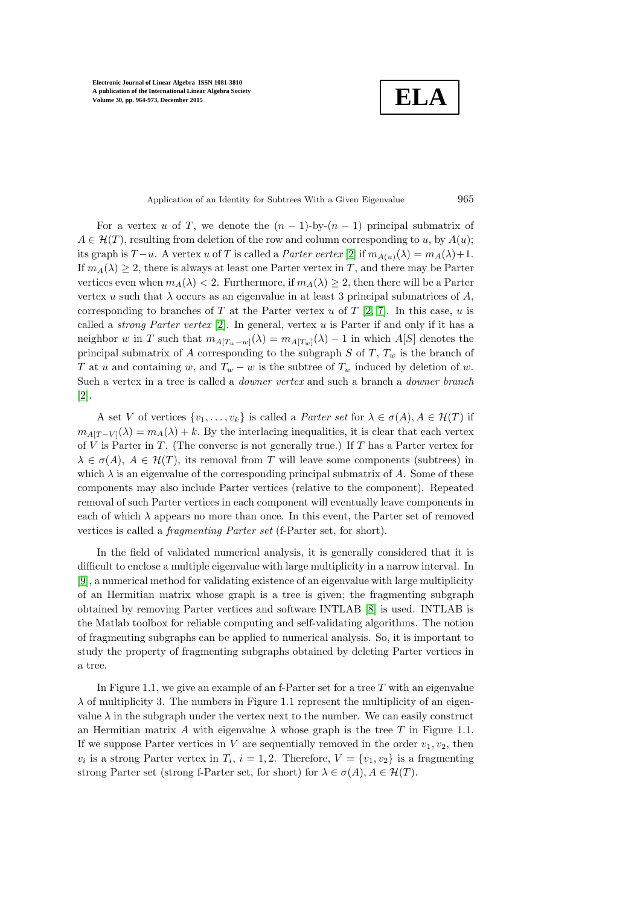For a vertex $u$ of $T$, we denote the $(n-1)$-by-$(n-1)$ principal submatrix of $A \in \mathcal{H}(T)$, resulting from deletion of the row and column corresponding to $u$, by $A(u)$; its graph is $T-u$. A vertex $u$ of $T$ is called a *Parter vertex* [2] if $m_{A(u)}(\lambda) = m_A(\lambda)+1$. If $m_A(\lambda) \geq 2$, there is always at least one Parter vertex in $T$, and there may be Parter vertices even when $m_A(\lambda) < 2$. Furthermore, if $m_A(\lambda) \geq 2$, then there will be a Parter vertex $u$ such that $\lambda$ occurs as an eigenvalue in at least 3 principal submatrices of $A$, corresponding to branches of $T$ at the Parter vertex $u$ of $T$ [2, 7]. In this case, $u$ is called a *strong Parter vertex* [2]. In general, vertex $u$ is Parter if and only if it has a neighbor $w$ in $T$ such that $m_{A[T_w - w]}(\lambda) = m_{A[T_w]}(\lambda) - 1$ in which $A[S]$ denotes the principal submatrix of $A$ corresponding to the subgraph $S$ of $T$, $T_w$ is the branch of $T$ at $u$ and containing $w$, and $T_w - w$ is the subtree of $T_w$ induced by deletion of $w$. Such a vertex in a tree is called a *downer vertex* and such a branch a *downer branch* [2].

A set $V$ of vertices $\{v_1, \ldots, v_k\}$ is called a *Parter set* for $\lambda \in \sigma(A), A \in \mathcal{H}(T)$ if $m_{A[T-V]}(\lambda) = m_A(\lambda) + k$. By the interlacing inequalities, it is clear that each vertex of $V$ is Parter in $T$. (The converse is not generally true.) If $T$ has a Parter vertex for $\lambda \in \sigma(A)$, $A \in \mathcal{H}(T)$, its removal from $T$ will leave some components (subtrees) in which $\lambda$ is an eigenvalue of the corresponding principal submatrix of $A$. Some of these components may also include Parter vertices (relative to the component). Repeated removal of such Parter vertices in each component will eventually leave components in each of which $\lambda$ appears no more than once. In this event, the Parter set of removed vertices is called a *fragmenting Parter set* (f-Parter set, for short).

In the field of validated numerical analysis, it is generally considered that it is difficult to enclose a multiple eigenvalue with large multiplicity in a narrow interval. In [9], a numerical method for validating existence of an eigenvalue with large multiplicity of an Hermitian matrix whose graph is a tree is given; the fragmenting subgraph obtained by removing Parter vertices and software INTLAB [8] is used. INTLAB is the Matlab toolbox for reliable computing and self-validating algorithms. The notion of fragmenting subgraphs can be applied to numerical analysis. So, it is important to study the property of fragmenting subgraphs obtained by deleting Parter vertices in a tree.

In Figure 1.1, we give an example of an f-Parter set for a tree $T$ with an eigenvalue $\lambda$ of multiplicity 3. The numbers in Figure 1.1 represent the multiplicity of an eigenvalue $\lambda$ in the subgraph under the vertex next to the number. We can easily construct an Hermitian matrix $A$ with eigenvalue $\lambda$ whose graph is the tree $T$ in Figure 1.1. If we suppose Parter vertices in $V$ are sequentially removed in the order $v_1, v_2$, then $v_i$ is a strong Parter vertex in $T_i$, $i = 1, 2$. Therefore, $V = \{v_1, v_2\}$ is a fragmenting strong Parter set (strong f-Parter set, for short) for $\lambda \in \sigma(A), A \in \mathcal{H}(T)$.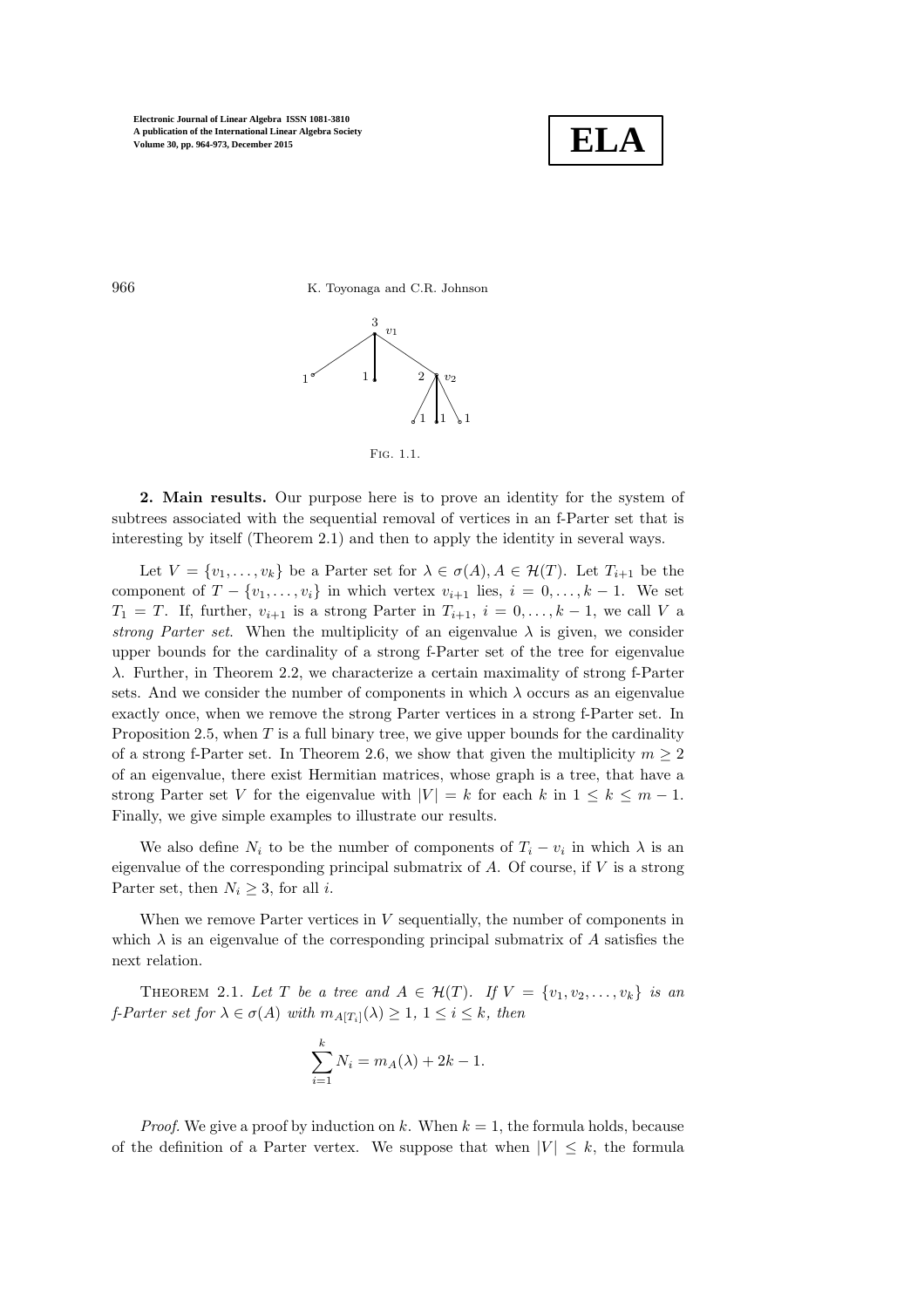Fig. 1.1.

**2. Main results.** Our purpose here is to prove an identity for the system of subtrees associated with the sequential removal of vertices in an f-Parter set that is interesting by itself (Theorem 2.1) and then to apply the identity in several ways.

Let $V = \{v_1, \ldots, v_k\}$ be a Parter set for $\lambda \in \sigma(A), A \in \mathcal{H}(T)$. Let $T_{i+1}$ be the component of $T - \{v_1, \ldots, v_i\}$ in which vertex $v_{i+1}$ lies, $i = 0, \ldots, k-1$. We set $T_1 = T$. If, further, $v_{i+1}$ is a strong Parter in $T_{i+1}$, $i = 0, \ldots, k-1$, we call $V$ a *strong Parter set*. When the multiplicity of an eigenvalue $\lambda$ is given, we consider upper bounds for the cardinality of a strong f-Parter set of the tree for eigenvalue $\lambda$. Further, in Theorem 2.2, we characterize a certain maximality of strong f-Parter sets. And we consider the number of components in which $\lambda$ occurs as an eigenvalue exactly once, when we remove the strong Parter vertices in a strong f-Parter set. In Proposition 2.5, when $T$ is a full binary tree, we give upper bounds for the cardinality of a strong f-Parter set. In Theorem 2.6, we show that given the multiplicity $m \geq 2$ of an eigenvalue, there exist Hermitian matrices, whose graph is a tree, that have a strong Parter set $V$ for the eigenvalue with $|V| = k$ for each $k$ in $1 \leq k \leq m-1$. Finally, we give simple examples to illustrate our results.

We also define $N_i$ to be the number of components of $T_i - v_i$ in which $\lambda$ is an eigenvalue of the corresponding principal submatrix of $A$. Of course, if $V$ is a strong Parter set, then $N_i \geq 3$, for all $i$.

When we remove Parter vertices in $V$ sequentially, the number of components in which $\lambda$ is an eigenvalue of the corresponding principal submatrix of $A$ satisfies the next relation.

Theorem 2.1. *Let $T$ be a tree and $A \in \mathcal{H}(T)$. If $V = \{v_1, v_2, \ldots, v_k\}$ is an f-Parter set for $\lambda \in \sigma(A)$ with $m_{A[T_i]}(\lambda) \geq 1$, $1 \leq i \leq k$, then*

$$\sum_{i=1}^{k} N_i = m_A(\lambda) + 2k - 1.$$

*Proof.* We give a proof by induction on $k$. When $k = 1$, the formula holds, because of the definition of a Parter vertex. We suppose that when $|V| \leq k$, the formula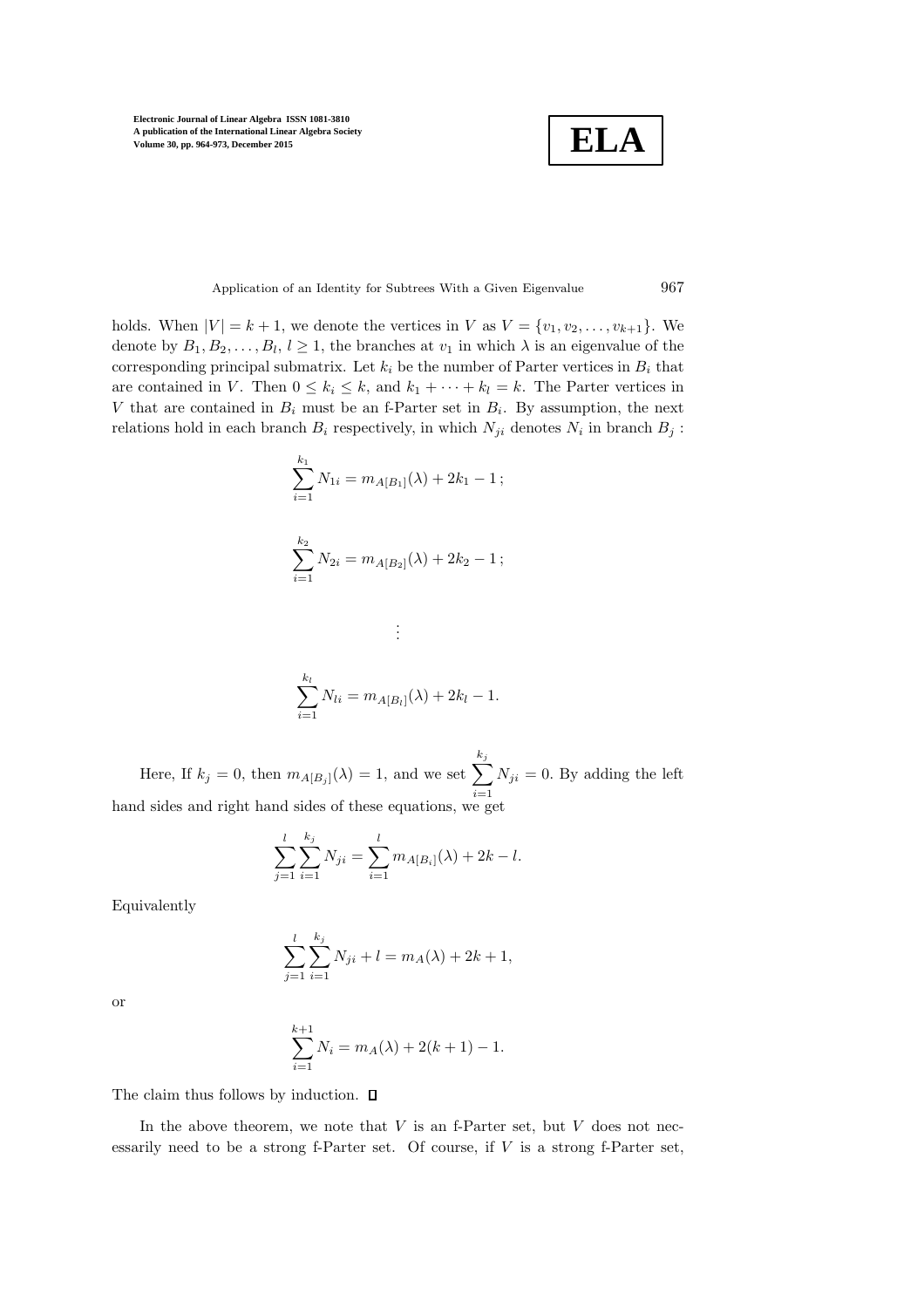holds. When $|V| = k+1$, we denote the vertices in $V$ as $V = \{v_1, v_2, \ldots, v_{k+1}\}$. We denote by $B_1, B_2, \ldots, B_l$, $l \geq 1$, the branches at $v_1$ in which $\lambda$ is an eigenvalue of the corresponding principal submatrix. Let $k_i$ be the number of Parter vertices in $B_i$ that are contained in $V$. Then $0 \leq k_i \leq k$, and $k_1 + \cdots + k_l = k$. The Parter vertices in $V$ that are contained in $B_i$ must be an f-Parter set in $B_i$. By assumption, the next relations hold in each branch $B_i$ respectively, in which $N_{ji}$ denotes $N_i$ in branch $B_j$ :

$$\sum_{i=1}^{k_1} N_{1i} = m_{A[B_1]}(\lambda) + 2k_1 - 1\,;$$

$$\sum_{i=1}^{k_2} N_{2i} = m_{A[B_2]}(\lambda) + 2k_2 - 1\,;$$

$$\vdots$$

$$\sum_{i=1}^{k_l} N_{li} = m_{A[B_l]}(\lambda) + 2k_l - 1.$$

Here, If $k_j = 0$, then $m_{A[B_j]}(\lambda) = 1$, and we set $\sum_{i=1}^{k_j} N_{ji} = 0$. By adding the left hand sides and right hand sides of these equations, we get

$$\sum_{j=1}^{l} \sum_{i=1}^{k_j} N_{ji} = \sum_{i=1}^{l} m_{A[B_i]}(\lambda) + 2k - l.$$

Equivalently

$$\sum_{j=1}^{l} \sum_{i=1}^{k_j} N_{ji} + l = m_A(\lambda) + 2k + 1,$$

or

$$\sum_{i=1}^{k+1} N_i = m_A(\lambda) + 2(k+1) - 1.$$

The claim thus follows by induction. ◻

In the above theorem, we note that $V$ is an f-Parter set, but $V$ does not necessarily need to be a strong f-Parter set. Of course, if $V$ is a strong f-Parter set,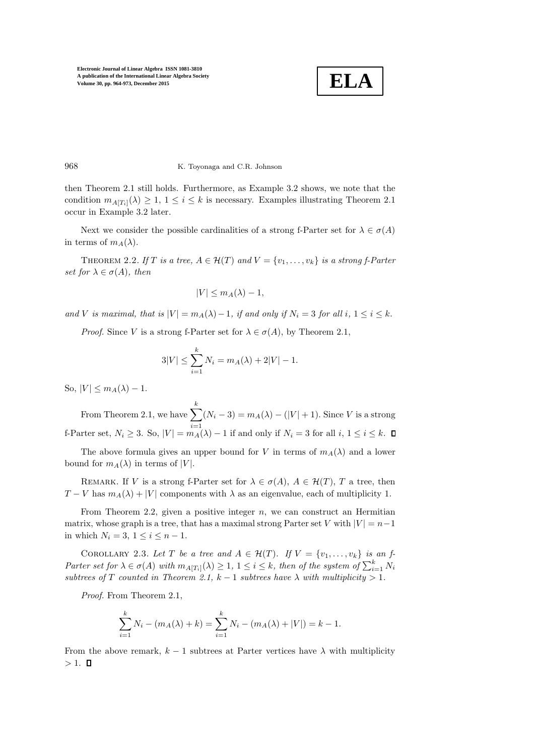then Theorem 2.1 still holds. Furthermore, as Example 3.2 shows, we note that the condition $m_{A[T_i]}(\lambda) \geq 1$, $1 \leq i \leq k$ is necessary. Examples illustrating Theorem 2.1 occur in Example 3.2 later.

Next we consider the possible cardinalities of a strong f-Parter set for $\lambda \in \sigma(A)$ in terms of $m_A(\lambda)$.

Theorem 2.2. *If $T$ is a tree, $A \in \mathcal{H}(T)$ and $V = \{v_1, \ldots, v_k\}$ is a strong f-Parter set for $\lambda \in \sigma(A)$, then*

$$|V| \leq m_A(\lambda) - 1,$$

*and $V$ is maximal, that is $|V| = m_A(\lambda) - 1$, if and only if $N_i = 3$ for all $i$, $1 \leq i \leq k$.*

*Proof.* Since $V$ is a strong f-Parter set for $\lambda \in \sigma(A)$, by Theorem 2.1,

$$3|V| \leq \sum_{i=1}^{k} N_i = m_A(\lambda) + 2|V| - 1.$$

So, $|V| \leq m_A(\lambda) - 1$.

From Theorem 2.1, we have $\sum_{i=1}^{k}(N_i - 3) = m_A(\lambda) - (|V| + 1)$. Since $V$ is a strong f-Parter set, $N_i \geq 3$. So, $|V| = m_A(\lambda) - 1$ if and only if $N_i = 3$ for all $i$, $1 \leq i \leq k$. ◻

The above formula gives an upper bound for $V$ in terms of $m_A(\lambda)$ and a lower bound for $m_A(\lambda)$ in terms of $|V|$.

Remark. If $V$ is a strong f-Parter set for $\lambda \in \sigma(A)$, $A \in \mathcal{H}(T)$, $T$ a tree, then $T - V$ has $m_A(\lambda) + |V|$ components with $\lambda$ as an eigenvalue, each of multiplicity 1.

From Theorem 2.2, given a positive integer $n$, we can construct an Hermitian matrix, whose graph is a tree, that has a maximal strong Parter set $V$ with $|V| = n-1$ in which $N_i = 3$, $1 \leq i \leq n-1$.

Corollary 2.3. *Let $T$ be a tree and $A \in \mathcal{H}(T)$. If $V = \{v_1, \ldots, v_k\}$ is an f-Parter set for $\lambda \in \sigma(A)$ with $m_{A[T_i]}(\lambda) \geq 1$, $1 \leq i \leq k$, then of the system of $\sum_{i=1}^{k} N_i$ subtrees of $T$ counted in Theorem 2.1, $k-1$ subtrees have $\lambda$ with multiplicity $> 1$.*

*Proof.* From Theorem 2.1,

$$\sum_{i=1}^{k} N_i - (m_A(\lambda) + k) = \sum_{i=1}^{k} N_i - (m_A(\lambda) + |V|) = k - 1.$$

From the above remark, $k-1$ subtrees at Parter vertices have $\lambda$ with multiplicity $> 1$. ◻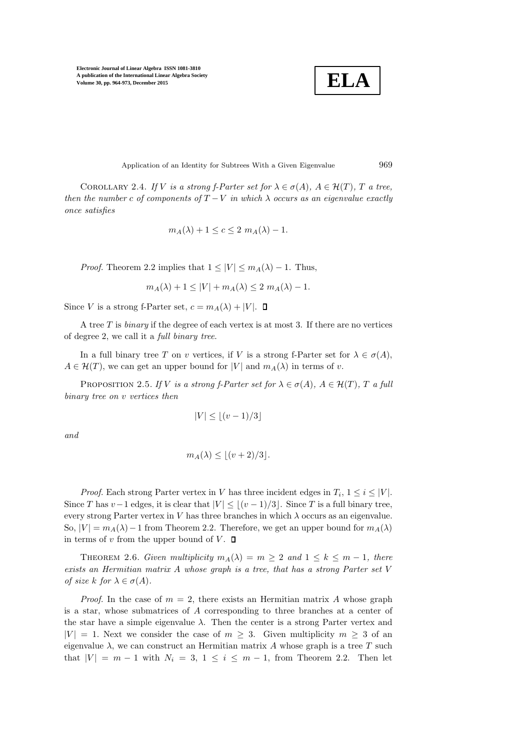Corollary 2.4. *If $V$ is a strong f-Parter set for $\lambda \in \sigma(A)$, $A \in \mathcal{H}(T)$, $T$ a tree, then the number $c$ of components of $T - V$ in which $\lambda$ occurs as an eigenvalue exactly once satisfies*

$$m_A(\lambda) + 1 \leq c \leq 2\ m_A(\lambda) - 1.$$

*Proof.* Theorem 2.2 implies that $1 \leq |V| \leq m_A(\lambda) - 1$. Thus,

$$m_A(\lambda) + 1 \leq |V| + m_A(\lambda) \leq 2\ m_A(\lambda) - 1.$$

Since $V$ is a strong f-Parter set, $c = m_A(\lambda) + |V|$. ◻

A tree $T$ is *binary* if the degree of each vertex is at most 3. If there are no vertices of degree 2, we call it a *full binary tree*.

In a full binary tree $T$ on $v$ vertices, if $V$ is a strong f-Parter set for $\lambda \in \sigma(A)$, $A \in \mathcal{H}(T)$, we can get an upper bound for $|V|$ and $m_A(\lambda)$ in terms of $v$.

Proposition 2.5. *If $V$ is a strong f-Parter set for $\lambda \in \sigma(A)$, $A \in \mathcal{H}(T)$, $T$ a full binary tree on $v$ vertices then*

$$|V| \leq \lfloor (v-1)/3 \rfloor$$

*and*

$$m_A(\lambda) \leq \lfloor (v+2)/3 \rfloor.$$

*Proof.* Each strong Parter vertex in $V$ has three incident edges in $T_i$, $1 \leq i \leq |V|$. Since $T$ has $v-1$ edges, it is clear that $|V| \leq \lfloor (v-1)/3 \rfloor$. Since $T$ is a full binary tree, every strong Parter vertex in $V$ has three branches in which $\lambda$ occurs as an eigenvalue. So, $|V| = m_A(\lambda) - 1$ from Theorem 2.2. Therefore, we get an upper bound for $m_A(\lambda)$ in terms of $v$ from the upper bound of $V$. ◻

Theorem 2.6. *Given multiplicity $m_A(\lambda) = m \geq 2$ and $1 \leq k \leq m-1$, there exists an Hermitian matrix $A$ whose graph is a tree, that has a strong Parter set $V$ of size $k$ for $\lambda \in \sigma(A)$.*

*Proof.* In the case of $m = 2$, there exists an Hermitian matrix $A$ whose graph is a star, whose submatrices of $A$ corresponding to three branches at a center of the star have a simple eigenvalue $\lambda$. Then the center is a strong Parter vertex and $|V| = 1$. Next we consider the case of $m \geq 3$. Given multiplicity $m \geq 3$ of an eigenvalue $\lambda$, we can construct an Hermitian matrix $A$ whose graph is a tree $T$ such that $|V| = m - 1$ with $N_i = 3$, $1 \leq i \leq m-1$, from Theorem 2.2. Then let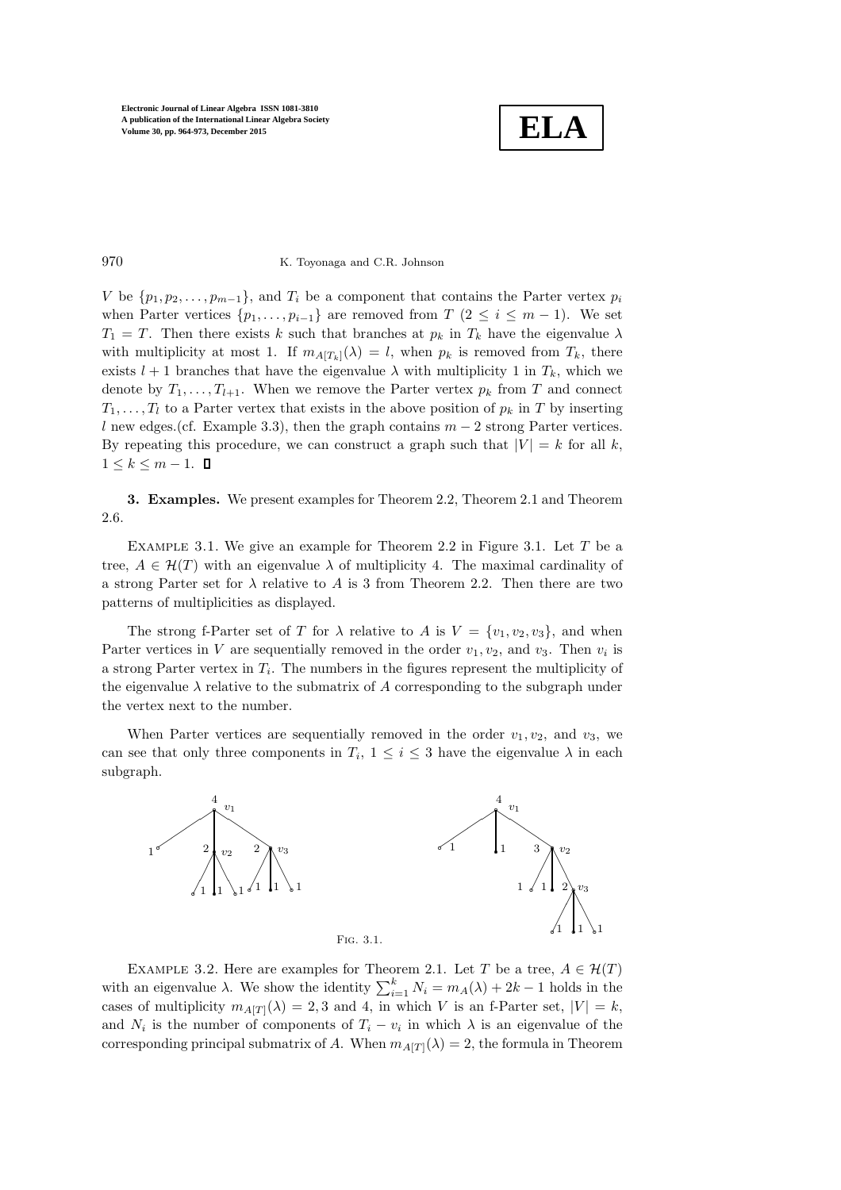$V$ be $\{p_1, p_2, \ldots, p_{m-1}\}$, and $T_i$ be a component that contains the Parter vertex $p_i$ when Parter vertices $\{p_1, \ldots, p_{i-1}\}$ are removed from $T$ $(2 \le i \le m-1)$. We set $T_1 = T$. Then there exists $k$ such that branches at $p_k$ in $T_k$ have the eigenvalue $\lambda$ with multiplicity at most 1. If $m_{A[T_k]}(\lambda) = l$, when $p_k$ is removed from $T_k$, there exists $l+1$ branches that have the eigenvalue $\lambda$ with multiplicity 1 in $T_k$, which we denote by $T_1, \ldots, T_{l+1}$. When we remove the Parter vertex $p_k$ from $T$ and connect $T_1, \ldots, T_l$ to a Parter vertex that exists in the above position of $p_k$ in $T$ by inserting $l$ new edges.(cf. Example 3.3), then the graph contains $m-2$ strong Parter vertices. By repeating this procedure, we can construct a graph such that $|V| = k$ for all $k$, $1 \le k \le m-1$. ∎

**3. Examples.** We present examples for Theorem 2.2, Theorem 2.1 and Theorem 2.6.

Example 3.1. We give an example for Theorem 2.2 in Figure 3.1. Let $T$ be a tree, $A \in \mathcal{H}(T)$ with an eigenvalue $\lambda$ of multiplicity 4. The maximal cardinality of a strong Parter set for $\lambda$ relative to $A$ is 3 from Theorem 2.2. Then there are two patterns of multiplicities as displayed.

The strong f-Parter set of $T$ for $\lambda$ relative to $A$ is $V = \{v_1, v_2, v_3\}$, and when Parter vertices in $V$ are sequentially removed in the order $v_1, v_2$, and $v_3$. Then $v_i$ is a strong Parter vertex in $T_i$. The numbers in the figures represent the multiplicity of the eigenvalue $\lambda$ relative to the submatrix of $A$ corresponding to the subgraph under the vertex next to the number.

When Parter vertices are sequentially removed in the order $v_1, v_2$, and $v_3$, we can see that only three components in $T_i$, $1 \le i \le 3$ have the eigenvalue $\lambda$ in each subgraph.

Fig. 3.1.

Example 3.2. Here are examples for Theorem 2.1. Let $T$ be a tree, $A \in \mathcal{H}(T)$ with an eigenvalue $\lambda$. We show the identity $\sum_{i=1}^{k} N_i = m_A(\lambda) + 2k - 1$ holds in the cases of multiplicity $m_{A[T]}(\lambda) = 2, 3$ and 4, in which $V$ is an f-Parter set, $|V| = k$, and $N_i$ is the number of components of $T_i - v_i$ in which $\lambda$ is an eigenvalue of the corresponding principal submatrix of $A$. When $m_{A[T]}(\lambda) = 2$, the formula in Theorem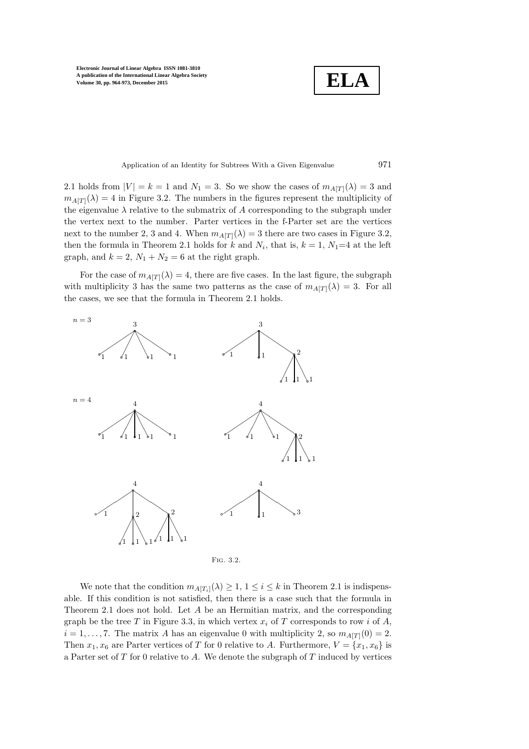2.1 holds from $|V| = k = 1$ and $N_1 = 3$. So we show the cases of $m_{A[T]}(\lambda) = 3$ and $m_{A[T]}(\lambda) = 4$ in Figure 3.2. The numbers in the figures represent the multiplicity of the eigenvalue $\lambda$ relative to the submatrix of $A$ corresponding to the subgraph under the vertex next to the number. Parter vertices in the f-Parter set are the vertices next to the number 2, 3 and 4. When $m_{A[T]}(\lambda) = 3$ there are two cases in Figure 3.2, then the formula in Theorem 2.1 holds for $k$ and $N_i$, that is, $k = 1$, $N_1$=4 at the left graph, and $k = 2$, $N_1 + N_2 = 6$ at the right graph.

For the case of $m_{A[T]}(\lambda) = 4$, there are five cases. In the last figure, the subgraph with multiplicity 3 has the same two patterns as the case of $m_{A[T]}(\lambda) = 3$. For all the cases, we see that the formula in Theorem 2.1 holds.

Fig. 3.2.

We note that the condition $m_{A[T_i]}(\lambda) \geq 1$, $1 \leq i \leq k$ in Theorem 2.1 is indispensable. If this condition is not satisfied, then there is a case such that the formula in Theorem 2.1 does not hold. Let $A$ be an Hermitian matrix, and the corresponding graph be the tree $T$ in Figure 3.3, in which vertex $x_i$ of $T$ corresponds to row $i$ of $A$, $i = 1, \ldots, 7$. The matrix $A$ has an eigenvalue 0 with multiplicity 2, so $m_{A[T]}(0) = 2$. Then $x_1, x_6$ are Parter vertices of $T$ for 0 relative to $A$. Furthermore, $V = \{x_1, x_6\}$ is a Parter set of $T$ for 0 relative to $A$. We denote the subgraph of $T$ induced by vertices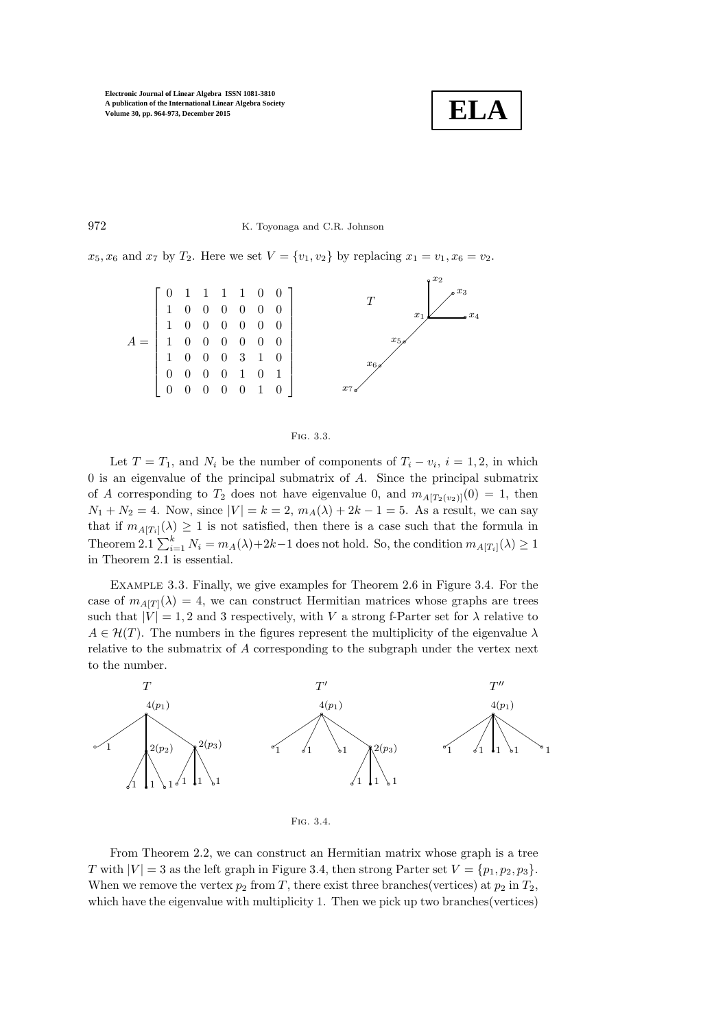$x_5, x_6$ and $x_7$ by $T_2$. Here we set $V = \{v_1, v_2\}$ by replacing $x_1 = v_1, x_6 = v_2$.

$$A = \begin{bmatrix} 0 & 1 & 1 & 1 & 1 & 0 & 0 \\ 1 & 0 & 0 & 0 & 0 & 0 & 0 \\ 1 & 0 & 0 & 0 & 0 & 0 & 0 \\ 1 & 0 & 0 & 0 & 0 & 0 & 0 \\ 1 & 0 & 0 & 0 & 3 & 1 & 0 \\ 0 & 0 & 0 & 0 & 1 & 0 & 1 \\ 0 & 0 & 0 & 0 & 0 & 1 & 0 \end{bmatrix}$$

Fig. 3.3.

Let $T = T_1$, and $N_i$ be the number of components of $T_i - v_i$, $i = 1, 2$, in which 0 is an eigenvalue of the principal submatrix of $A$. Since the principal submatrix of $A$ corresponding to $T_2$ does not have eigenvalue 0, and $m_{A[T_2(v_2)]}(0) = 1$, then $N_1 + N_2 = 4$. Now, since $|V| = k = 2$, $m_A(\lambda) + 2k - 1 = 5$. As a result, we can say that if $m_{A[T_i]}(\lambda) \geq 1$ is not satisfied, then there is a case such that the formula in Theorem 2.1 $\sum_{i=1}^{k} N_i = m_A(\lambda) + 2k - 1$ does not hold. So, the condition $m_{A[T_i]}(\lambda) \geq 1$ in Theorem 2.1 is essential.

Example 3.3. Finally, we give examples for Theorem 2.6 in Figure 3.4. For the case of $m_{A[T]}(\lambda) = 4$, we can construct Hermitian matrices whose graphs are trees such that $|V| = 1, 2$ and 3 respectively, with $V$ a strong f-Parter set for $\lambda$ relative to $A \in \mathcal{H}(T)$. The numbers in the figures represent the multiplicity of the eigenvalue $\lambda$ relative to the submatrix of $A$ corresponding to the subgraph under the vertex next to the number.

Fig. 3.4.

From Theorem 2.2, we can construct an Hermitian matrix whose graph is a tree $T$ with $|V| = 3$ as the left graph in Figure 3.4, then strong Parter set $V = \{p_1, p_2, p_3\}$. When we remove the vertex $p_2$ from $T$, there exist three branches(vertices) at $p_2$ in $T_2$, which have the eigenvalue with multiplicity 1. Then we pick up two branches(vertices)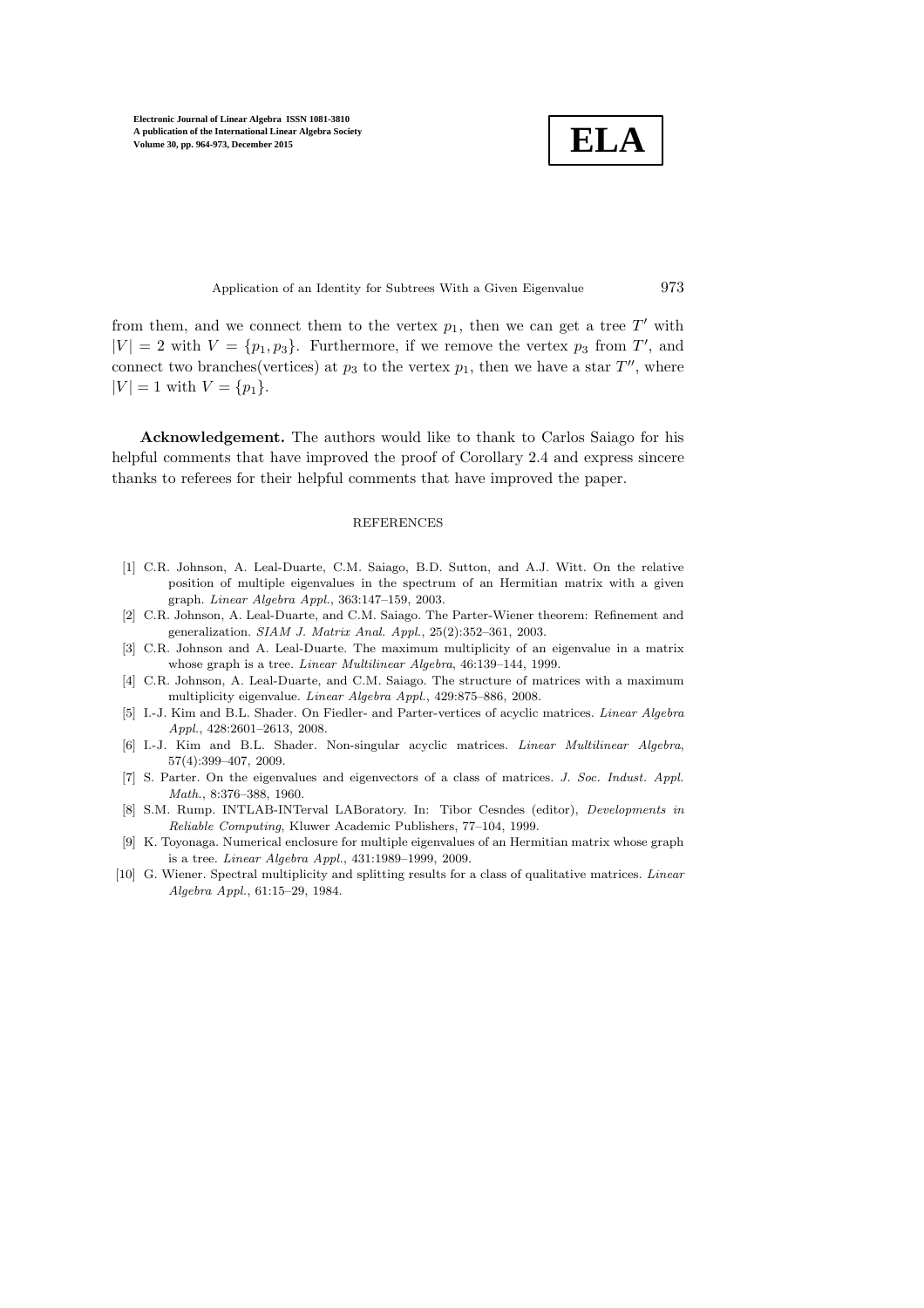from them, and we connect them to the vertex $p_1$, then we can get a tree $T'$ with $|V| = 2$ with $V = \{p_1, p_3\}$. Furthermore, if we remove the vertex $p_3$ from $T'$, and connect two branches(vertices) at $p_3$ to the vertex $p_1$, then we have a star $T''$, where $|V| = 1$ with $V = \{p_1\}$.

**Acknowledgement.** The authors would like to thank to Carlos Saiago for his helpful comments that have improved the proof of Corollary 2.4 and express sincere thanks to referees for their helpful comments that have improved the paper.

## REFERENCES

[1] C.R. Johnson, A. Leal-Duarte, C.M. Saiago, B.D. Sutton, and A.J. Witt. On the relative position of multiple eigenvalues in the spectrum of an Hermitian matrix with a given graph. *Linear Algebra Appl.*, 363:147–159, 2003.

[2] C.R. Johnson, A. Leal-Duarte, and C.M. Saiago. The Parter-Wiener theorem: Refinement and generalization. *SIAM J. Matrix Anal. Appl.*, 25(2):352–361, 2003.

[3] C.R. Johnson and A. Leal-Duarte. The maximum multiplicity of an eigenvalue in a matrix whose graph is a tree. *Linear Multilinear Algebra*, 46:139–144, 1999.

[4] C.R. Johnson, A. Leal-Duarte, and C.M. Saiago. The structure of matrices with a maximum multiplicity eigenvalue. *Linear Algebra Appl.*, 429:875–886, 2008.

[5] I.-J. Kim and B.L. Shader. On Fiedler- and Parter-vertices of acyclic matrices. *Linear Algebra Appl.*, 428:2601–2613, 2008.

[6] I.-J. Kim and B.L. Shader. Non-singular acyclic matrices. *Linear Multilinear Algebra*, 57(4):399–407, 2009.

[7] S. Parter. On the eigenvalues and eigenvectors of a class of matrices. *J. Soc. Indust. Appl. Math.*, 8:376–388, 1960.

[8] S.M. Rump. INTLAB-INTerval LABoratory. In: Tibor Cesndes (editor), *Developments in Reliable Computing*, Kluwer Academic Publishers, 77–104, 1999.

[9] K. Toyonaga. Numerical enclosure for multiple eigenvalues of an Hermitian matrix whose graph is a tree. *Linear Algebra Appl.*, 431:1989–1999, 2009.

[10] G. Wiener. Spectral multiplicity and splitting results for a class of qualitative matrices. *Linear Algebra Appl.*, 61:15–29, 1984.